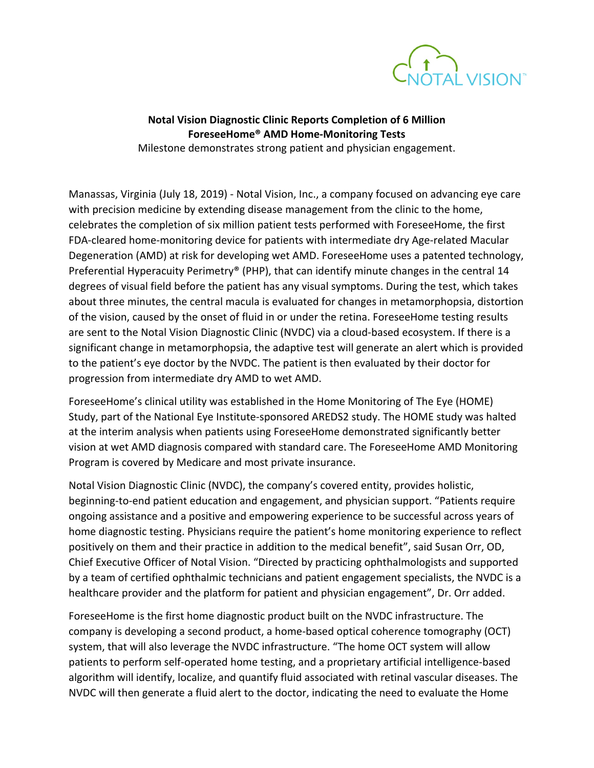**Notal Vision Diagnostic Clinic Reports Completion of 6 Million ForeseeHome® AMD Home-Monitoring Tests**

Milestone demonstrates strong patient and physician engagement.

Manassas, Virginia (July 18, 2019) - Notal Vision, Inc., a company focused on advancing eye care with precision medicine by extending disease management from the clinic to the home, celebrates the completion of six million patient tests performed with ForeseeHome, the first FDA-cleared home-monitoring device for patients with intermediate dry Age-related Macular Degeneration (AMD) at risk for developing wet AMD. ForeseeHome uses a patented technology, Preferential Hyperacuity Perimetry® (PHP), that can identify minute changes in the central 14 degrees of visual field before the patient has any visual symptoms. During the test, which takes about three minutes, the central macula is evaluated for changes in metamorphopsia, distortion of the vision, caused by the onset of fluid in or under the retina. ForeseeHome testing results are sent to the Notal Vision Diagnostic Clinic (NVDC) via a cloud-based ecosystem. If there is a significant change in metamorphopsia, the adaptive test will generate an alert which is provided to the patient's eye doctor by the NVDC. The patient is then evaluated by their doctor for progression from intermediate dry AMD to wet AMD.

ForeseeHome's clinical utility was established in the Home Monitoring of The Eye (HOME) Study, part of the National Eye Institute-sponsored AREDS2 study. The HOME study was halted at the interim analysis when patients using ForeseeHome demonstrated significantly better vision at wet AMD diagnosis compared with standard care. The ForeseeHome AMD Monitoring Program is covered by Medicare and most private insurance.

Notal Vision Diagnostic Clinic (NVDC), the company's covered entity, provides holistic, beginning-to-end patient education and engagement, and physician support. "Patients require ongoing assistance and a positive and empowering experience to be successful across years of home diagnostic testing. Physicians require the patient's home monitoring experience to reflect positively on them and their practice in addition to the medical benefit", said Susan Orr, OD, Chief Executive Officer of Notal Vision. "Directed by practicing ophthalmologists and supported by a team of certified ophthalmic technicians and patient engagement specialists, the NVDC is a healthcare provider and the platform for patient and physician engagement", Dr. Orr added.

ForeseeHome is the first home diagnostic product built on the NVDC infrastructure. The company is developing a second product, a home-based optical coherence tomography (OCT) system, that will also leverage the NVDC infrastructure. "The home OCT system will allow patients to perform self-operated home testing, and a proprietary artificial intelligence-based algorithm will identify, localize, and quantify fluid associated with retinal vascular diseases. The NVDC will then generate a fluid alert to the doctor, indicating the need to evaluate the Home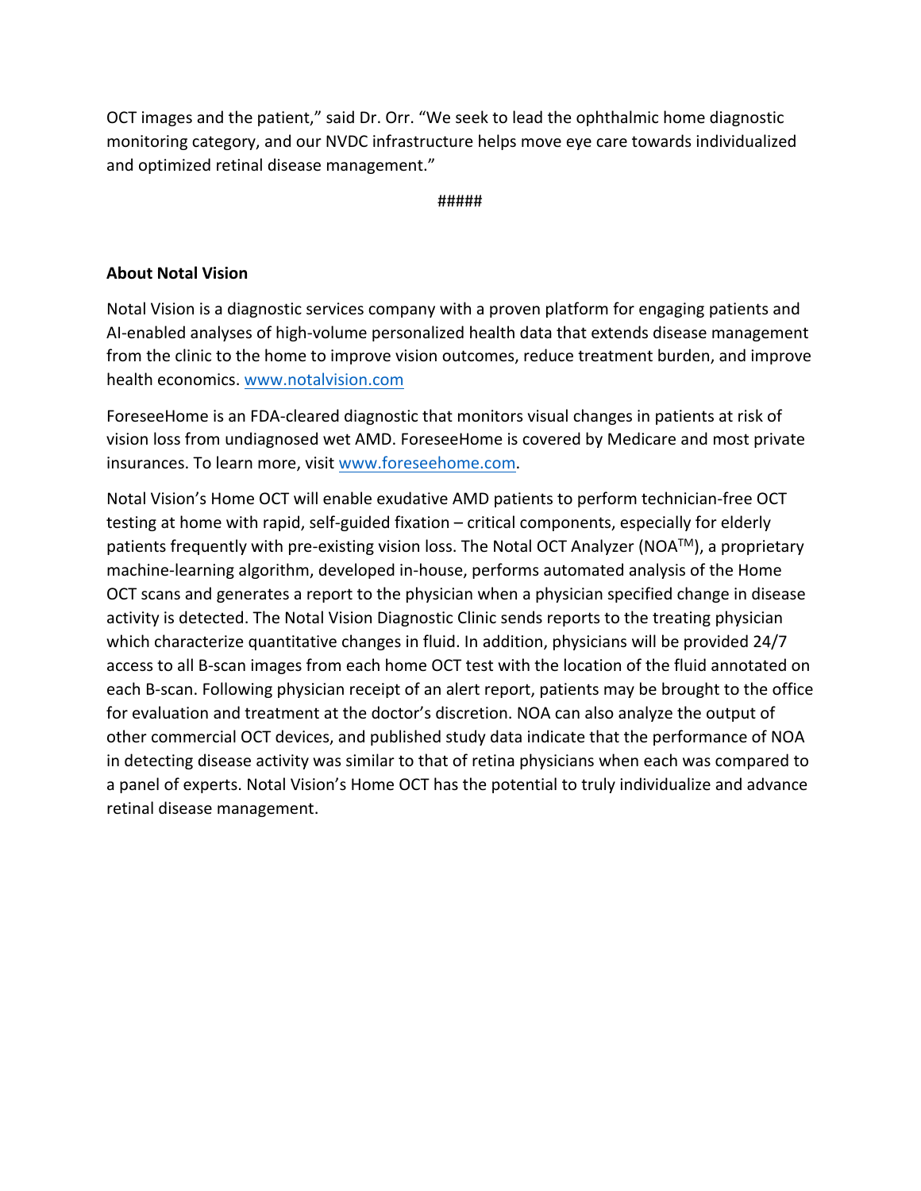OCT images and the patient," said Dr. Orr. "We seek to lead the ophthalmic home diagnostic monitoring category, and our NVDC infrastructure helps move eye care towards individualized and optimized retinal disease management."

#####

**About Notal Vision**

Notal Vision is a diagnostic services company with a proven platform for engaging patients and AI-enabled analyses of high-volume personalized health data that extends disease management from the clinic to the home to improve vision outcomes, reduce treatment burden, and improve health economics. [www.notalvision.com](http://www.notalvision.com)

ForeseeHome is an FDA-cleared diagnostic that monitors visual changes in patients at risk of vision loss from undiagnosed wet AMD. ForeseeHome is covered by Medicare and most private insurances. To learn more, visit [www.foreseehome.com](http://www.foreseehome.com).

Notal Vision's Home OCT will enable exudative AMD patients to perform technician-free OCT testing at home with rapid, self-guided fixation – critical components, especially for elderly patients frequently with pre-existing vision loss. The Notal OCT Analyzer (NOA™), a proprietary machine-learning algorithm, developed in-house, performs automated analysis of the Home OCT scans and generates a report to the physician when a physician specified change in disease activity is detected. The Notal Vision Diagnostic Clinic sends reports to the treating physician which characterize quantitative changes in fluid. In addition, physicians will be provided 24/7 access to all B-scan images from each home OCT test with the location of the fluid annotated on each B-scan. Following physician receipt of an alert report, patients may be brought to the office for evaluation and treatment at the doctor's discretion. NOA can also analyze the output of other commercial OCT devices, and published study data indicate that the performance of NOA in detecting disease activity was similar to that of retina physicians when each was compared to a panel of experts. Notal Vision's Home OCT has the potential to truly individualize and advance retinal disease management.